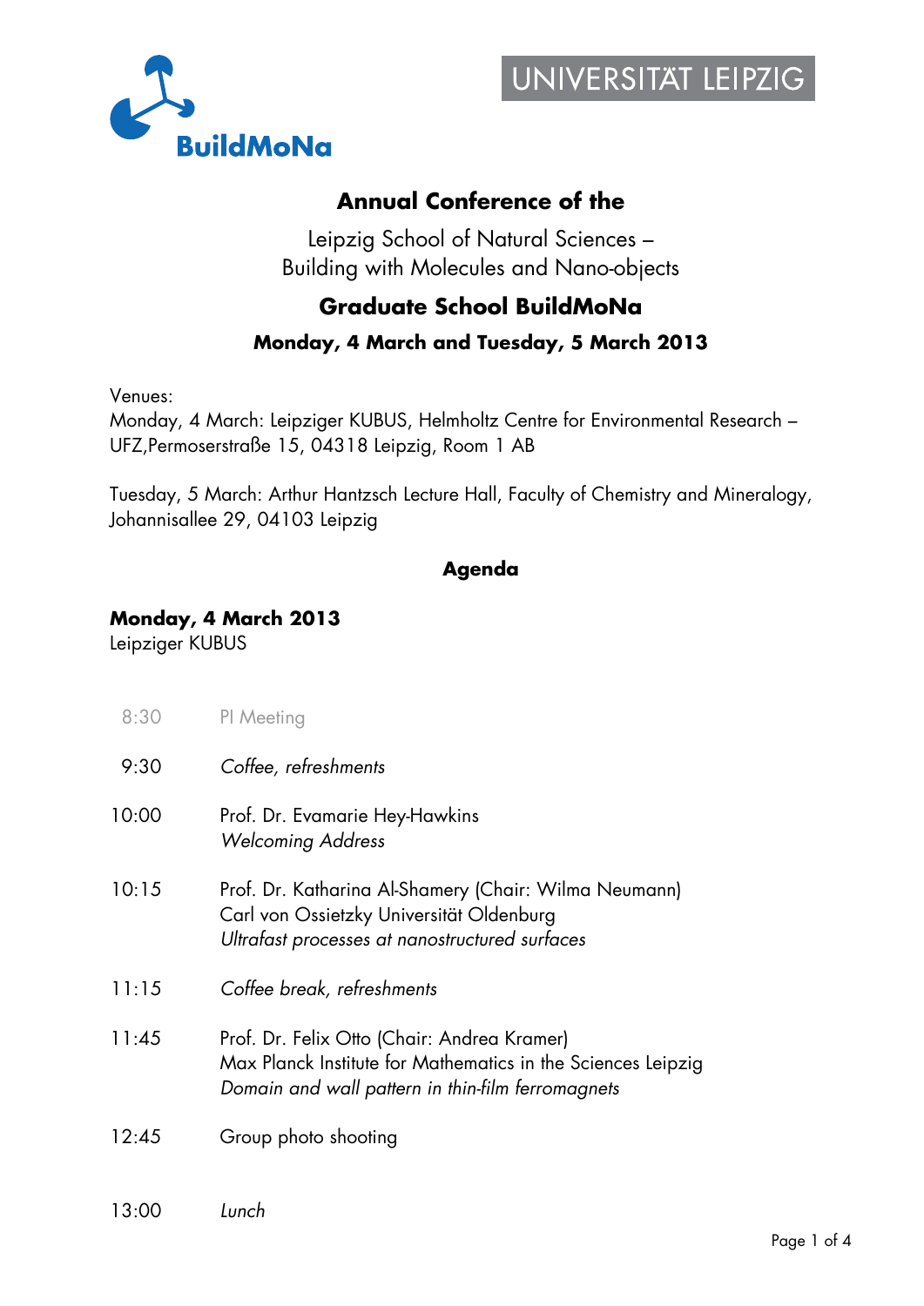BuildMoNa

UNIVERSITÄT LEIPZIG

# Annual Conference of the

Leipzig School of Natural Sciences –
Building with Molecules and Nano-objects

## Graduate School BuildMoNa

### Monday, 4 March and Tuesday, 5 March 2013

Venues:
Monday, 4 March: Leipziger KUBUS, Helmholtz Centre for Environmental Research – UFZ,Permoserstraße 15, 04318 Leipzig, Room 1 AB

Tuesday, 5 March: Arthur Hantzsch Lecture Hall, Faculty of Chemistry and Mineralogy, Johannisallee 29, 04103 Leipzig

## Agenda

**Monday, 4 March 2013**
Leipziger KUBUS

| | |
|---|---|
| 8:30 | PI Meeting |
| 9:30 | *Coffee, refreshments* |
| 10:00 | Prof. Dr. Evamarie Hey-Hawkins<br>*Welcoming Address* |
| 10:15 | Prof. Dr. Katharina Al-Shamery (Chair: Wilma Neumann)<br>Carl von Ossietzky Universität Oldenburg<br>*Ultrafast processes at nanostructured surfaces* |
| 11:15 | *Coffee break, refreshments* |
| 11:45 | Prof. Dr. Felix Otto (Chair: Andrea Kramer)<br>Max Planck Institute for Mathematics in the Sciences Leipzig<br>*Domain and wall pattern in thin-film ferromagnets* |
| 12:45 | Group photo shooting |
| 13:00 | *Lunch* |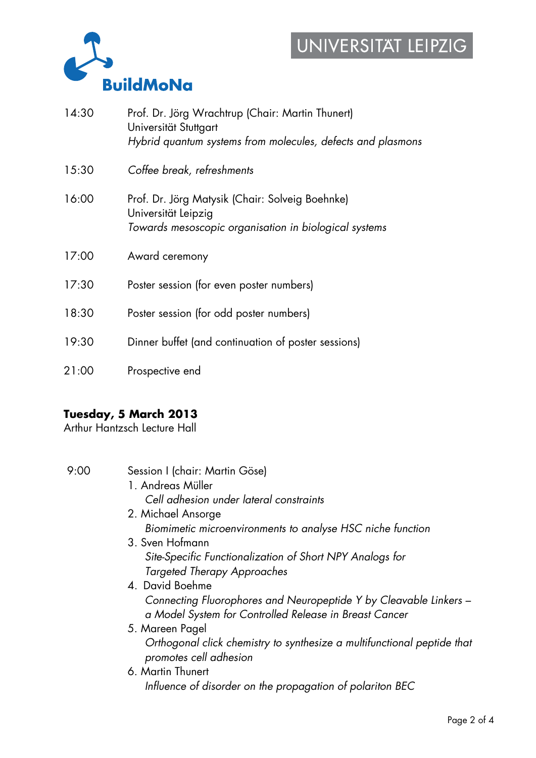| | |
|---|---|
| 14:30 | Prof. Dr. Jörg Wrachtrup (Chair: Martin Thunert)<br>Universität Stuttgart<br>*Hybrid quantum systems from molecules, defects and plasmons* |
| 15:30 | *Coffee break, refreshments* |
| 16:00 | Prof. Dr. Jörg Matysik (Chair: Solveig Boehnke)<br>Universität Leipzig<br>*Towards mesoscopic organisation in biological systems* |
| 17:00 | Award ceremony |
| 17:30 | Poster session (for even poster numbers) |
| 18:30 | Poster session (for odd poster numbers) |
| 19:30 | Dinner buffet (and continuation of poster sessions) |
| 21:00 | Prospective end |

**Tuesday, 5 March 2013**
Arthur Hantzsch Lecture Hall

9:00 Session I (chair: Martin Göse)

1. Andreas Müller
   *Cell adhesion under lateral constraints*
2. Michael Ansorge
   *Biomimetic microenvironments to analyse HSC niche function*
3. Sven Hofmann
   *Site-Specific Functionalization of Short NPY Analogs for Targeted Therapy Approaches*
4. David Boehme
   *Connecting Fluorophores and Neuropeptide Y by Cleavable Linkers – a Model System for Controlled Release in Breast Cancer*
5. Mareen Pagel
   *Orthogonal click chemistry to synthesize a multifunctional peptide that promotes cell adhesion*
6. Martin Thunert
   *Influence of disorder on the propagation of polariton BEC*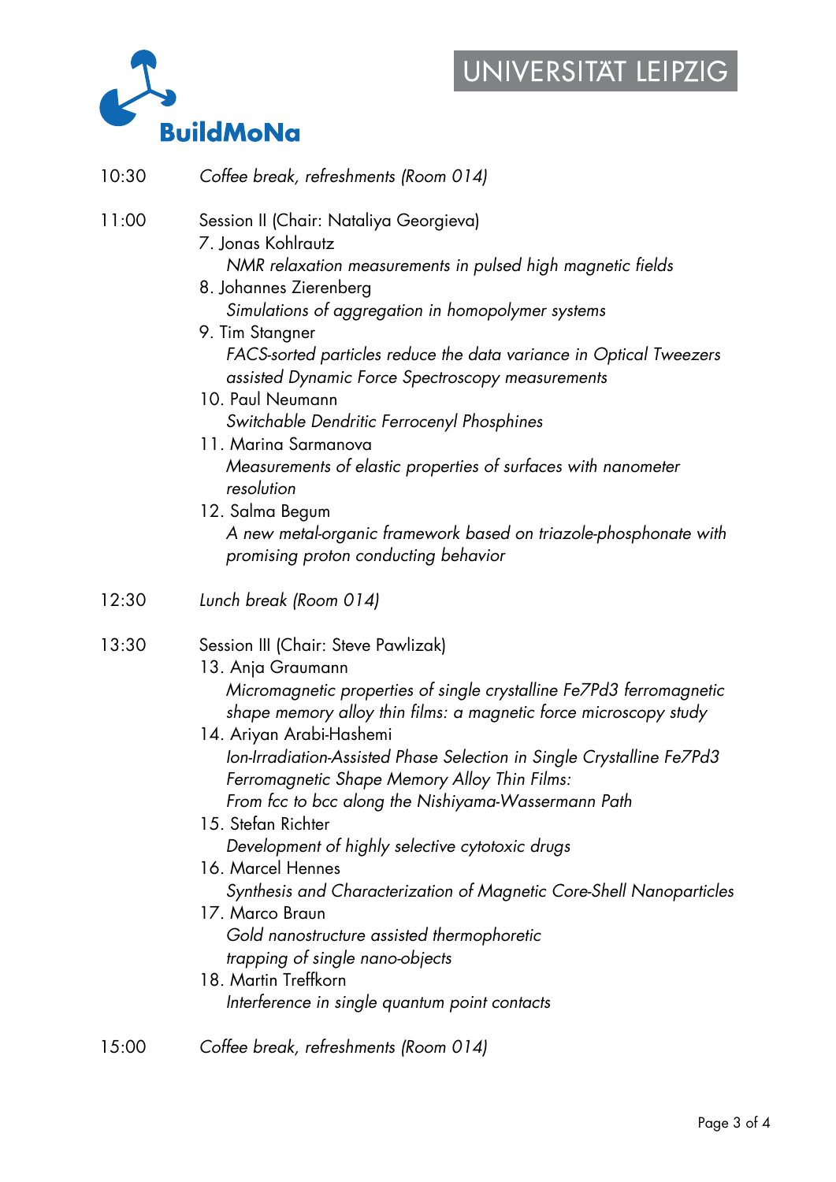10:30 *Coffee break, refreshments (Room 014)*

11:00 Session II (Chair: Nataliya Georgieva)

7. Jonas Kohlrautz
   *NMR relaxation measurements in pulsed high magnetic fields*
8. Johannes Zierenberg
   *Simulations of aggregation in homopolymer systems*
9. Tim Stangner
   *FACS-sorted particles reduce the data variance in Optical Tweezers assisted Dynamic Force Spectroscopy measurements*
10. Paul Neumann
    *Switchable Dendritic Ferrocenyl Phosphines*
11. Marina Sarmanova
    *Measurements of elastic properties of surfaces with nanometer resolution*
12. Salma Begum
    *A new metal-organic framework based on triazole-phosphonate with promising proton conducting behavior*

12:30 *Lunch break (Room 014)*

13:30 Session III (Chair: Steve Pawlizak)

13. Anja Graumann
    *Micromagnetic properties of single crystalline Fe7Pd3 ferromagnetic shape memory alloy thin films: a magnetic force microscopy study*
14. Ariyan Arabi-Hashemi
    *Ion-Irradiation-Assisted Phase Selection in Single Crystalline Fe7Pd3 Ferromagnetic Shape Memory Alloy Thin Films: From fcc to bcc along the Nishiyama-Wassermann Path*
15. Stefan Richter
    *Development of highly selective cytotoxic drugs*
16. Marcel Hennes
    *Synthesis and Characterization of Magnetic Core-Shell Nanoparticles*
17. Marco Braun
    *Gold nanostructure assisted thermophoretic trapping of single nano-objects*
18. Martin Treffkorn
    *Interference in single quantum point contacts*

15:00 *Coffee break, refreshments (Room 014)*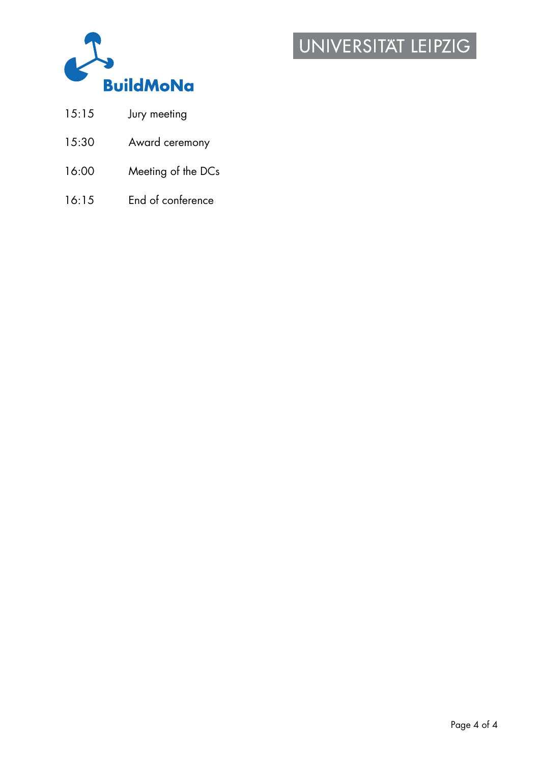| | |
|---|---|
| 15:15 | Jury meeting |
| 15:30 | Award ceremony |
| 16:00 | Meeting of the DCs |
| 16:15 | End of conference |